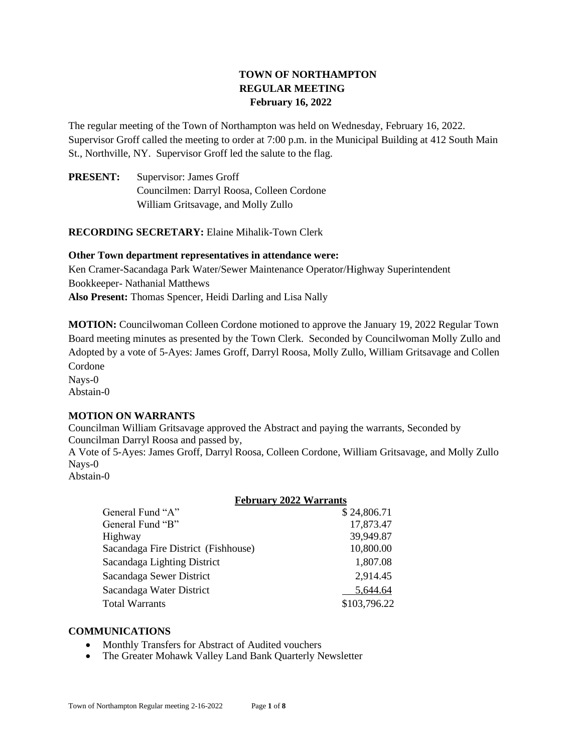# TOWN OF NORTHAMPTON
## REGULAR MEETING
### February 16, 2022

The regular meeting of the Town of Northampton was held on Wednesday, February 16, 2022. Supervisor Groff called the meeting to order at 7:00 p.m. in the Municipal Building at 412 South Main St., Northville, NY. Supervisor Groff led the salute to the flag.

**PRESENT:** Supervisor: James Groff
Councilmen: Darryl Roosa, Colleen Cordone
William Gritsavage, and Molly Zullo

**RECORDING SECRETARY:** Elaine Mihalik-Town Clerk

**Other Town department representatives in attendance were:**
Ken Cramer-Sacandaga Park Water/Sewer Maintenance Operator/Highway Superintendent
Bookkeeper- Nathanial Matthews
**Also Present:** Thomas Spencer, Heidi Darling and Lisa Nally

**MOTION:** Councilwoman Colleen Cordone motioned to approve the January 19, 2022 Regular Town Board meeting minutes as presented by the Town Clerk. Seconded by Councilwoman Molly Zullo and Adopted by a vote of 5-Ayes: James Groff, Darryl Roosa, Molly Zullo, William Gritsavage and Collen Cordone
Nays-0
Abstain-0

**MOTION ON WARRANTS**
Councilman William Gritsavage approved the Abstract and paying the warrants, Seconded by Councilman Darryl Roosa and passed by,
A Vote of 5-Ayes: James Groff, Darryl Roosa, Colleen Cordone, William Gritsavage, and Molly Zullo
Nays-0
Abstain-0

| **February 2022 Warrants** | |
|---|---|
| General Fund "A" | $ 24,806.71 |
| General Fund "B" | 17,873.47 |
| Highway | 39,949.87 |
| Sacandaga Fire District (Fishhouse) | 10,800.00 |
| Sacandaga Lighting District | 1,807.08 |
| Sacandaga Sewer District | 2,914.45 |
| Sacandaga Water District | 5,644.64 |
| Total Warrants | $103,796.22 |

**COMMUNICATIONS**
- Monthly Transfers for Abstract of Audited vouchers
- The Greater Mohawk Valley Land Bank Quarterly Newsletter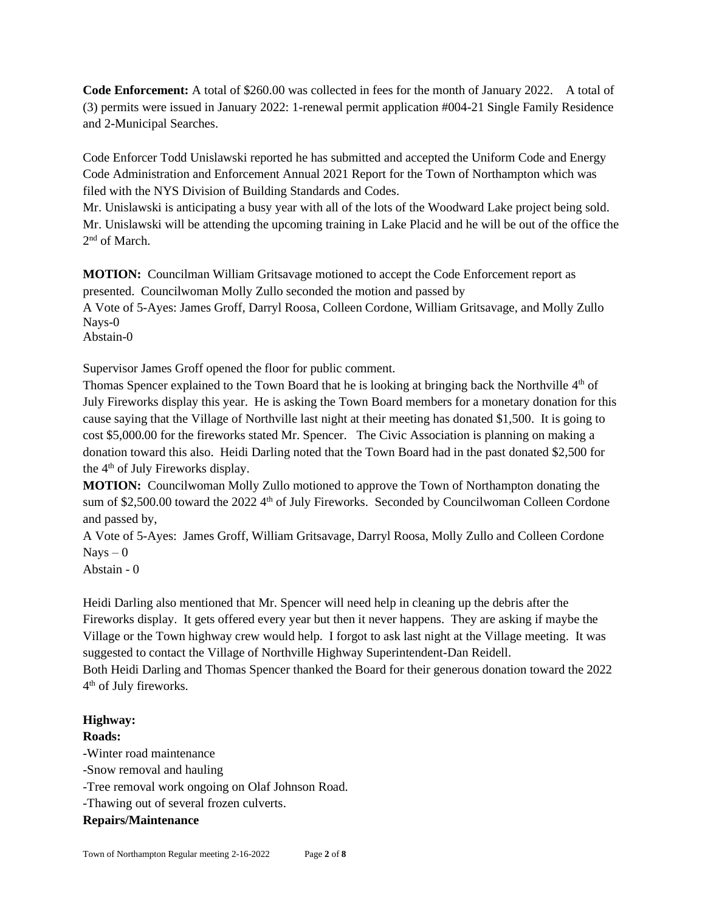**Code Enforcement:** A total of $260.00 was collected in fees for the month of January 2022. A total of (3) permits were issued in January 2022: 1-renewal permit application #004-21 Single Family Residence and 2-Municipal Searches.

Code Enforcer Todd Unislawski reported he has submitted and accepted the Uniform Code and Energy Code Administration and Enforcement Annual 2021 Report for the Town of Northampton which was filed with the NYS Division of Building Standards and Codes.

Mr. Unislawski is anticipating a busy year with all of the lots of the Woodward Lake project being sold. Mr. Unislawski will be attending the upcoming training in Lake Placid and he will be out of the office the 2nd of March.

**MOTION:** Councilman William Gritsavage motioned to accept the Code Enforcement report as presented. Councilwoman Molly Zullo seconded the motion and passed by
A Vote of 5-Ayes: James Groff, Darryl Roosa, Colleen Cordone, William Gritsavage, and Molly Zullo
Nays-0
Abstain-0

Supervisor James Groff opened the floor for public comment.

Thomas Spencer explained to the Town Board that he is looking at bringing back the Northville 4th of July Fireworks display this year. He is asking the Town Board members for a monetary donation for this cause saying that the Village of Northville last night at their meeting has donated $1,500. It is going to cost $5,000.00 for the fireworks stated Mr. Spencer. The Civic Association is planning on making a donation toward this also. Heidi Darling noted that the Town Board had in the past donated $2,500 for the 4th of July Fireworks display.

**MOTION:** Councilwoman Molly Zullo motioned to approve the Town of Northampton donating the sum of $2,500.00 toward the 2022 4th of July Fireworks. Seconded by Councilwoman Colleen Cordone and passed by,
A Vote of 5-Ayes: James Groff, William Gritsavage, Darryl Roosa, Molly Zullo and Colleen Cordone
Nays – 0
Abstain - 0

Heidi Darling also mentioned that Mr. Spencer will need help in cleaning up the debris after the Fireworks display. It gets offered every year but then it never happens. They are asking if maybe the Village or the Town highway crew would help. I forgot to ask last night at the Village meeting. It was suggested to contact the Village of Northville Highway Superintendent-Dan Reidell.

Both Heidi Darling and Thomas Spencer thanked the Board for their generous donation toward the 2022 4th of July fireworks.

**Highway:**

**Roads:**

-Winter road maintenance
-Snow removal and hauling
-Tree removal work ongoing on Olaf Johnson Road.
-Thawing out of several frozen culverts.

**Repairs/Maintenance**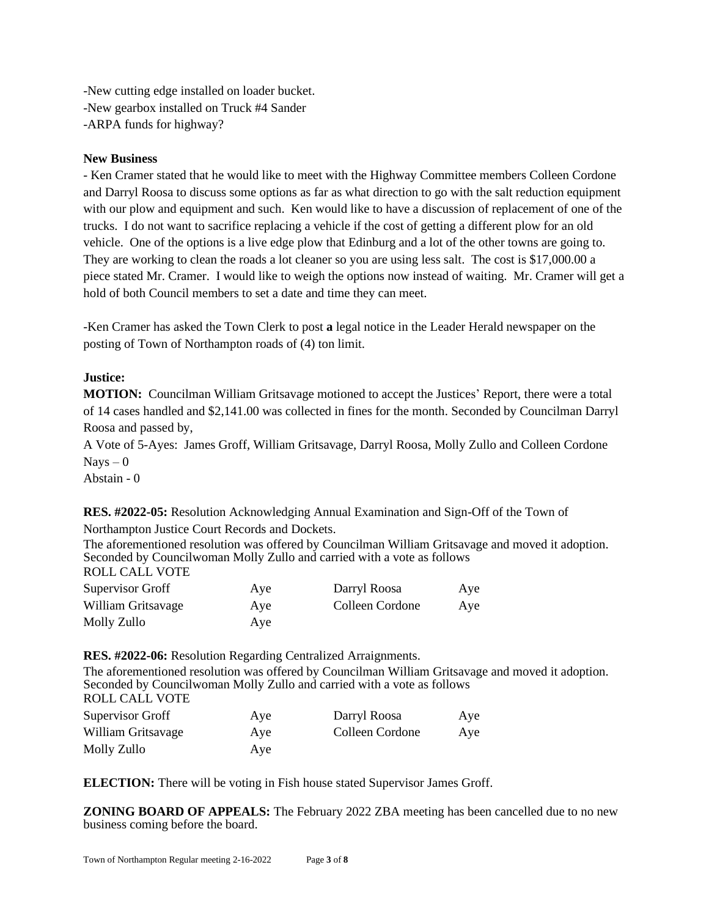-New cutting edge installed on loader bucket.
-New gearbox installed on Truck #4 Sander
-ARPA funds for highway?

**New Business**

- Ken Cramer stated that he would like to meet with the Highway Committee members Colleen Cordone and Darryl Roosa to discuss some options as far as what direction to go with the salt reduction equipment with our plow and equipment and such. Ken would like to have a discussion of replacement of one of the trucks. I do not want to sacrifice replacing a vehicle if the cost of getting a different plow for an old vehicle. One of the options is a live edge plow that Edinburg and a lot of the other towns are going to. They are working to clean the roads a lot cleaner so you are using less salt. The cost is $17,000.00 a piece stated Mr. Cramer. I would like to weigh the options now instead of waiting. Mr. Cramer will get a hold of both Council members to set a date and time they can meet.

-Ken Cramer has asked the Town Clerk to post **a** legal notice in the Leader Herald newspaper on the posting of Town of Northampton roads of (4) ton limit.

**Justice:**

**MOTION:** Councilman William Gritsavage motioned to accept the Justices' Report, there were a total of 14 cases handled and $2,141.00 was collected in fines for the month. Seconded by Councilman Darryl Roosa and passed by,
A Vote of 5-Ayes: James Groff, William Gritsavage, Darryl Roosa, Molly Zullo and Colleen Cordone
Nays – 0
Abstain - 0

**RES. #2022-05:** Resolution Acknowledging Annual Examination and Sign-Off of the Town of Northampton Justice Court Records and Dockets.
The aforementioned resolution was offered by Councilman William Gritsavage and moved it adoption. Seconded by Councilwoman Molly Zullo and carried with a vote as follows
ROLL CALL VOTE

| | | | |
|---|---|---|---|
| Supervisor Groff | Aye | Darryl Roosa | Aye |
| William Gritsavage | Aye | Colleen Cordone | Aye |
| Molly Zullo | Aye | | |

**RES. #2022-06:** Resolution Regarding Centralized Arraignments.
The aforementioned resolution was offered by Councilman William Gritsavage and moved it adoption. Seconded by Councilwoman Molly Zullo and carried with a vote as follows
ROLL CALL VOTE

| | | | |
|---|---|---|---|
| Supervisor Groff | Aye | Darryl Roosa | Aye |
| William Gritsavage | Aye | Colleen Cordone | Aye |
| Molly Zullo | Aye | | |

**ELECTION:** There will be voting in Fish house stated Supervisor James Groff.

**ZONING BOARD OF APPEALS:** The February 2022 ZBA meeting has been cancelled due to no new business coming before the board.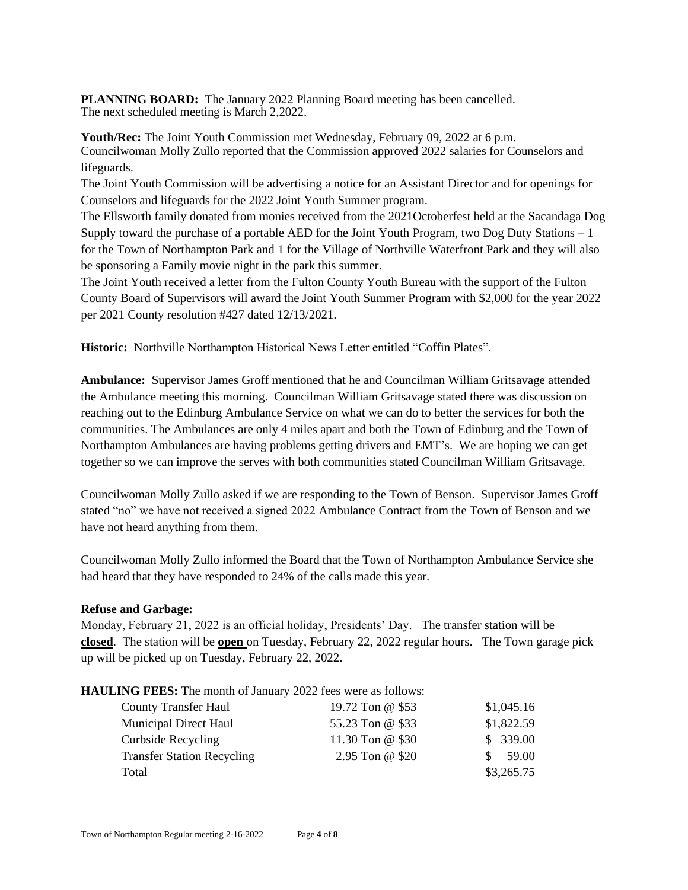**PLANNING BOARD:** The January 2022 Planning Board meeting has been cancelled. The next scheduled meeting is March 2,2022.

**Youth/Rec:** The Joint Youth Commission met Wednesday, February 09, 2022 at 6 p.m. Councilwoman Molly Zullo reported that the Commission approved 2022 salaries for Counselors and lifeguards.

The Joint Youth Commission will be advertising a notice for an Assistant Director and for openings for Counselors and lifeguards for the 2022 Joint Youth Summer program.

The Ellsworth family donated from monies received from the 2021Octoberfest held at the Sacandaga Dog Supply toward the purchase of a portable AED for the Joint Youth Program, two Dog Duty Stations – 1 for the Town of Northampton Park and 1 for the Village of Northville Waterfront Park and they will also be sponsoring a Family movie night in the park this summer.

The Joint Youth received a letter from the Fulton County Youth Bureau with the support of the Fulton County Board of Supervisors will award the Joint Youth Summer Program with $2,000 for the year 2022 per 2021 County resolution #427 dated 12/13/2021.

**Historic:** Northville Northampton Historical News Letter entitled "Coffin Plates".

**Ambulance:** Supervisor James Groff mentioned that he and Councilman William Gritsavage attended the Ambulance meeting this morning. Councilman William Gritsavage stated there was discussion on reaching out to the Edinburg Ambulance Service on what we can do to better the services for both the communities. The Ambulances are only 4 miles apart and both the Town of Edinburg and the Town of Northampton Ambulances are having problems getting drivers and EMT's. We are hoping we can get together so we can improve the serves with both communities stated Councilman William Gritsavage.

Councilwoman Molly Zullo asked if we are responding to the Town of Benson. Supervisor James Groff stated "no" we have not received a signed 2022 Ambulance Contract from the Town of Benson and we have not heard anything from them.

Councilwoman Molly Zullo informed the Board that the Town of Northampton Ambulance Service she had heard that they have responded to 24% of the calls made this year.

**Refuse and Garbage:**

Monday, February 21, 2022 is an official holiday, Presidents' Day. The transfer station will be **closed**. The station will be **open** on Tuesday, February 22, 2022 regular hours. The Town garage pick up will be picked up on Tuesday, February 22, 2022.

**HAULING FEES:** The month of January 2022 fees were as follows:

| | | |
|---|---|---|
| County Transfer Haul | 19.72 Ton @ $53 | $1,045.16 |
| Municipal Direct Haul | 55.23 Ton @ $33 | $1,822.59 |
| Curbside Recycling | 11.30 Ton @ $30 | $ 339.00 |
| Transfer Station Recycling | 2.95 Ton @ $20 | $ 59.00 |
| Total | | $3,265.75 |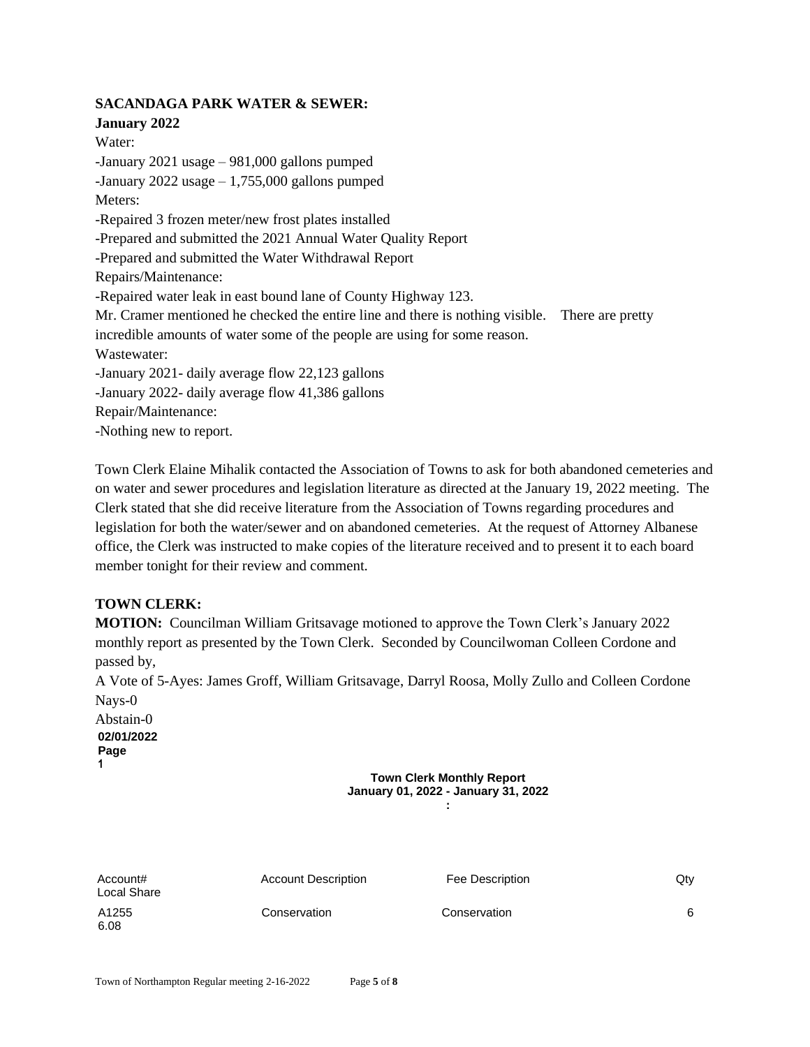**SACANDAGA PARK WATER & SEWER:**

**January 2022**

Water:

-January 2021 usage – 981,000 gallons pumped

-January 2022 usage – 1,755,000 gallons pumped

Meters:

-Repaired 3 frozen meter/new frost plates installed

-Prepared and submitted the 2021 Annual Water Quality Report

-Prepared and submitted the Water Withdrawal Report

Repairs/Maintenance:

-Repaired water leak in east bound lane of County Highway 123.

Mr. Cramer mentioned he checked the entire line and there is nothing visible. There are pretty incredible amounts of water some of the people are using for some reason.

Wastewater:

-January 2021- daily average flow 22,123 gallons

-January 2022- daily average flow 41,386 gallons

Repair/Maintenance:

-Nothing new to report.

Town Clerk Elaine Mihalik contacted the Association of Towns to ask for both abandoned cemeteries and on water and sewer procedures and legislation literature as directed at the January 19, 2022 meeting. The Clerk stated that she did receive literature from the Association of Towns regarding procedures and legislation for both the water/sewer and on abandoned cemeteries. At the request of Attorney Albanese office, the Clerk was instructed to make copies of the literature received and to present it to each board member tonight for their review and comment.

**TOWN CLERK:**

**MOTION:** Councilman William Gritsavage motioned to approve the Town Clerk's January 2022 monthly report as presented by the Town Clerk. Seconded by Councilwoman Colleen Cordone and passed by,

A Vote of 5-Ayes: James Groff, William Gritsavage, Darryl Roosa, Molly Zullo and Colleen Cordone

Nays-0

Abstain-0

**02/01/2022**
**Page**
**1**

**Town Clerk Monthly Report**
**January 01, 2022 - January 31, 2022**
**:**

| Account# | Account Description | Fee Description | Qty | Local Share |
|---|---|---|---|---|
| A1255 | Conservation | Conservation | 6 | 6.08 |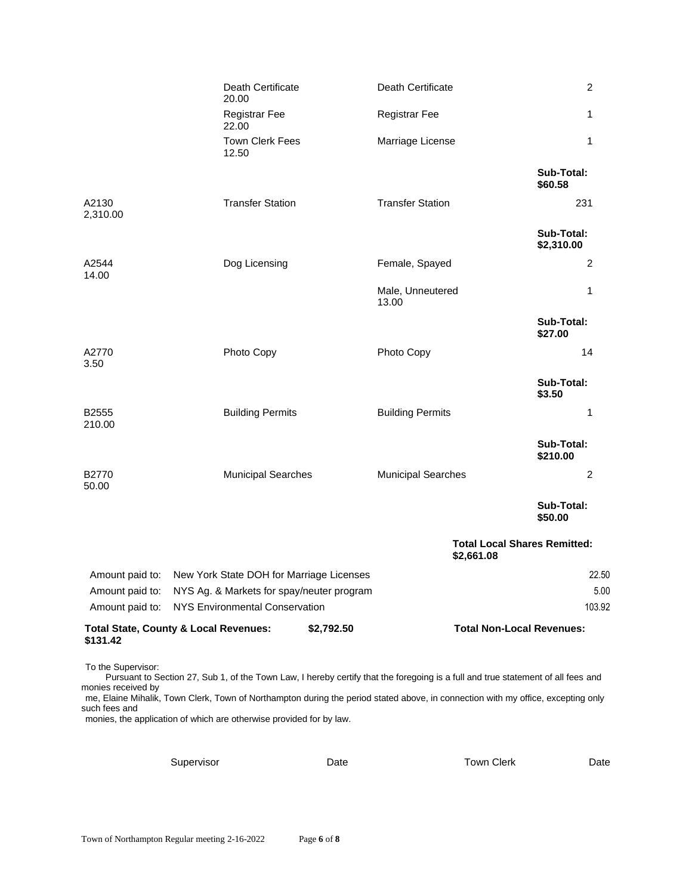| | | | |
|---|---|---|---|
| | Death Certificate 20.00 | Death Certificate | 2 |
| | Registrar Fee 22.00 | Registrar Fee | 1 |
| | Town Clerk Fees 12.50 | Marriage License | 1 |
| | | | **Sub-Total: $60.58** |
| A2130 2,310.00 | Transfer Station | Transfer Station | 231 |
| | | | **Sub-Total: $2,310.00** |
| A2544 14.00 | Dog Licensing | Female, Spayed | 2 |
| | | Male, Unneutered 13.00 | 1 |
| | | | **Sub-Total: $27.00** |
| A2770 3.50 | Photo Copy | Photo Copy | 14 |
| | | | **Sub-Total: $3.50** |
| B2555 210.00 | Building Permits | Building Permits | 1 |
| | | | **Sub-Total: $210.00** |
| B2770 50.00 | Municipal Searches | Municipal Searches | 2 |
| | | | **Sub-Total: $50.00** |

**Total Local Shares Remitted: $2,661.08**

| | | |
|---|---|---|
| Amount paid to: | New York State DOH for Marriage Licenses | 22.50 |
| Amount paid to: | NYS Ag. & Markets for spay/neuter program | 5.00 |
| Amount paid to: | NYS Environmental Conservation | 103.92 |

**Total State, County & Local Revenues:** **$2,792.50** **Total Non-Local Revenues: $131.42**

To the Supervisor:

Pursuant to Section 27, Sub 1, of the Town Law, I hereby certify that the foregoing is a full and true statement of all fees and monies received by me, Elaine Mihalik, Town Clerk, Town of Northampton during the period stated above, in connection with my office, excepting only such fees and monies, the application of which are otherwise provided for by law.

Supervisor Date Town Clerk Date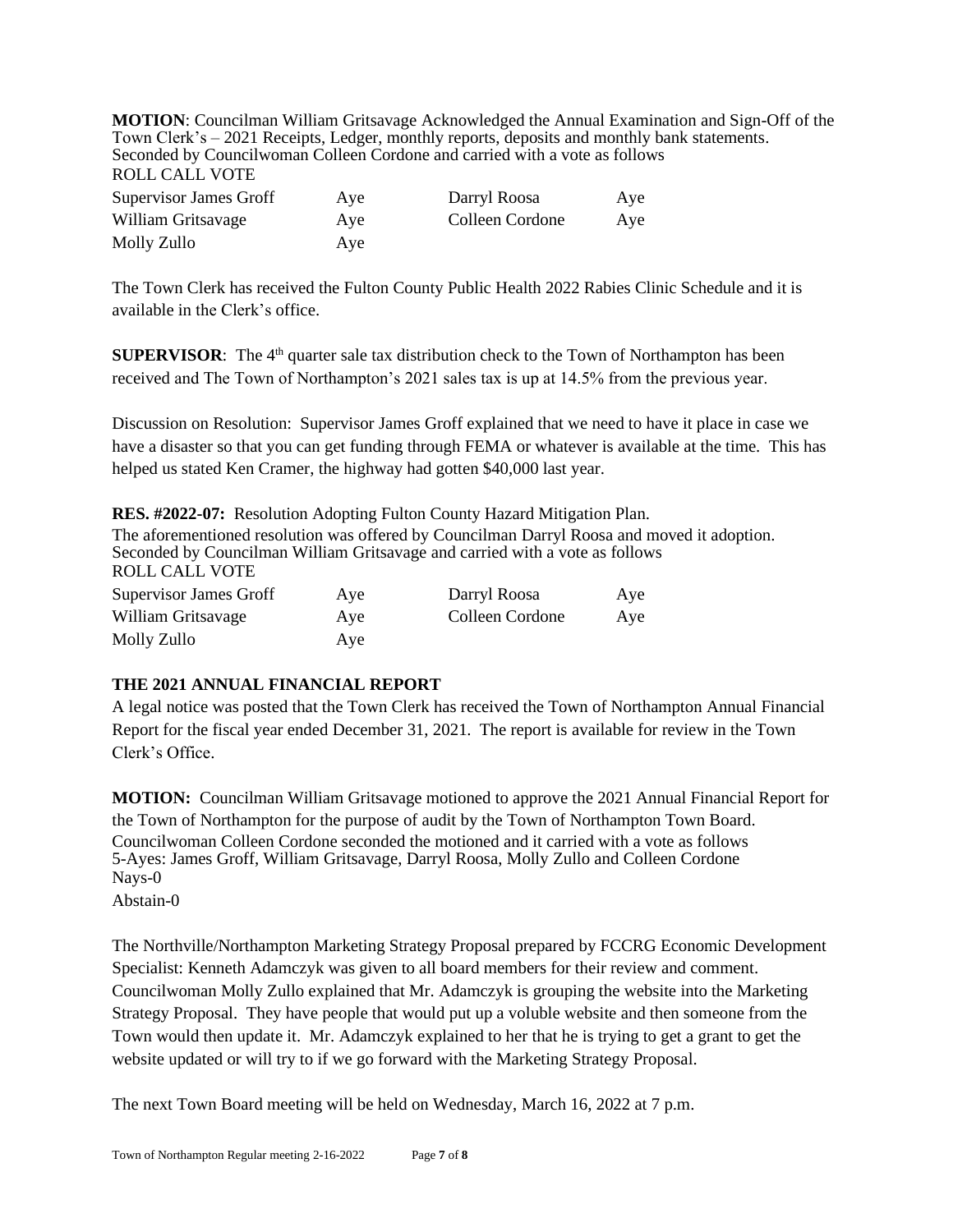**MOTION**: Councilman William Gritsavage Acknowledged the Annual Examination and Sign-Off of the Town Clerk's – 2021 Receipts, Ledger, monthly reports, deposits and monthly bank statements. Seconded by Councilwoman Colleen Cordone and carried with a vote as follows
ROLL CALL VOTE

| | | | |
|---|---|---|---|
| Supervisor James Groff | Aye | Darryl Roosa | Aye |
| William Gritsavage | Aye | Colleen Cordone | Aye |
| Molly Zullo | Aye | | |

The Town Clerk has received the Fulton County Public Health 2022 Rabies Clinic Schedule and it is available in the Clerk's office.

**SUPERVISOR**: The 4th quarter sale tax distribution check to the Town of Northampton has been received and The Town of Northampton's 2021 sales tax is up at 14.5% from the previous year.

Discussion on Resolution: Supervisor James Groff explained that we need to have it place in case we have a disaster so that you can get funding through FEMA or whatever is available at the time. This has helped us stated Ken Cramer, the highway had gotten $40,000 last year.

**RES. #2022-07:** Resolution Adopting Fulton County Hazard Mitigation Plan.
The aforementioned resolution was offered by Councilman Darryl Roosa and moved it adoption. Seconded by Councilman William Gritsavage and carried with a vote as follows
ROLL CALL VOTE

| | | | |
|---|---|---|---|
| Supervisor James Groff | Aye | Darryl Roosa | Aye |
| William Gritsavage | Aye | Colleen Cordone | Aye |
| Molly Zullo | Aye | | |

**THE 2021 ANNUAL FINANCIAL REPORT**

A legal notice was posted that the Town Clerk has received the Town of Northampton Annual Financial Report for the fiscal year ended December 31, 2021. The report is available for review in the Town Clerk's Office.

**MOTION:** Councilman William Gritsavage motioned to approve the 2021 Annual Financial Report for the Town of Northampton for the purpose of audit by the Town of Northampton Town Board. Councilwoman Colleen Cordone seconded the motioned and it carried with a vote as follows
5-Ayes: James Groff, William Gritsavage, Darryl Roosa, Molly Zullo and Colleen Cordone
Nays-0
Abstain-0

The Northville/Northampton Marketing Strategy Proposal prepared by FCCRG Economic Development Specialist: Kenneth Adamczyk was given to all board members for their review and comment. Councilwoman Molly Zullo explained that Mr. Adamczyk is grouping the website into the Marketing Strategy Proposal. They have people that would put up a voluble website and then someone from the Town would then update it. Mr. Adamczyk explained to her that he is trying to get a grant to get the website updated or will try to if we go forward with the Marketing Strategy Proposal.

The next Town Board meeting will be held on Wednesday, March 16, 2022 at 7 p.m.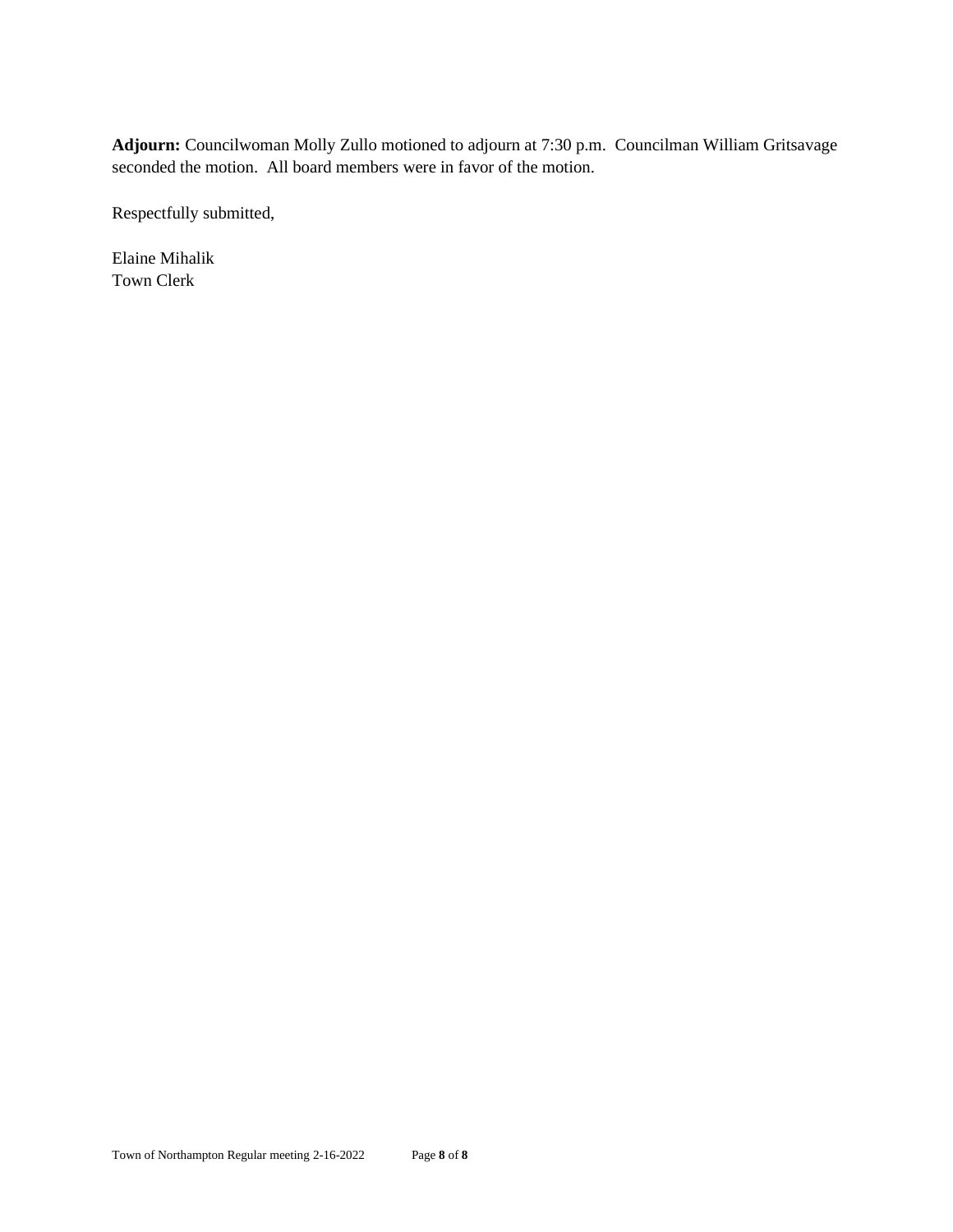**Adjourn:** Councilwoman Molly Zullo motioned to adjourn at 7:30 p.m. Councilman William Gritsavage seconded the motion. All board members were in favor of the motion.

Respectfully submitted,

Elaine Mihalik
Town Clerk